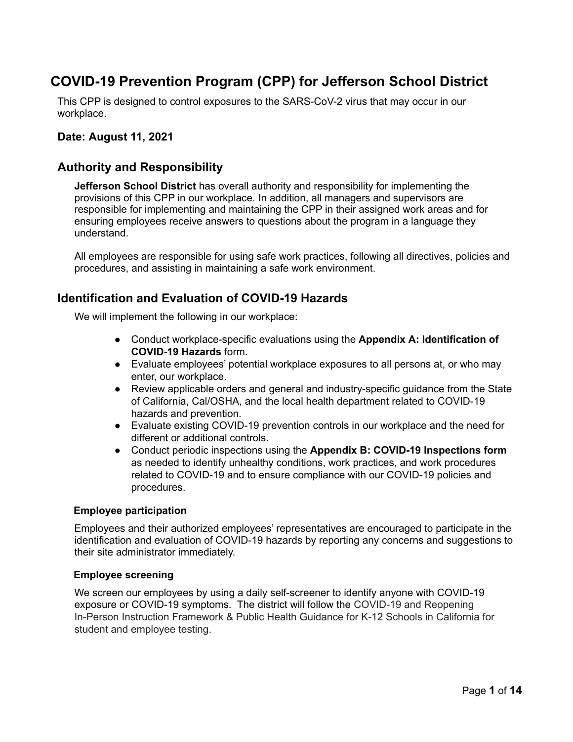# COVID-19 Prevention Program (CPP) for Jefferson School District

This CPP is designed to control exposures to the SARS-CoV-2 virus that may occur in our workplace.

**Date: August 11, 2021**

## Authority and Responsibility

**Jefferson School District** has overall authority and responsibility for implementing the provisions of this CPP in our workplace. In addition, all managers and supervisors are responsible for implementing and maintaining the CPP in their assigned work areas and for ensuring employees receive answers to questions about the program in a language they understand.

All employees are responsible for using safe work practices, following all directives, policies and procedures, and assisting in maintaining a safe work environment.

## Identification and Evaluation of COVID-19 Hazards

We will implement the following in our workplace:

- Conduct workplace-specific evaluations using the **Appendix A: Identification of COVID-19 Hazards** form.
- Evaluate employees' potential workplace exposures to all persons at, or who may enter, our workplace.
- Review applicable orders and general and industry-specific guidance from the State of California, Cal/OSHA, and the local health department related to COVID-19 hazards and prevention.
- Evaluate existing COVID-19 prevention controls in our workplace and the need for different or additional controls.
- Conduct periodic inspections using the **Appendix B: COVID-19 Inspections form** as needed to identify unhealthy conditions, work practices, and work procedures related to COVID-19 and to ensure compliance with our COVID-19 policies and procedures.

### Employee participation

Employees and their authorized employees' representatives are encouraged to participate in the identification and evaluation of COVID-19 hazards by reporting any concerns and suggestions to their site administrator immediately.

### Employee screening

We screen our employees by using a daily self-screener to identify anyone with COVID-19 exposure or COVID-19 symptoms. The district will follow the COVID-19 and Reopening In-Person Instruction Framework & Public Health Guidance for K-12 Schools in California for student and employee testing.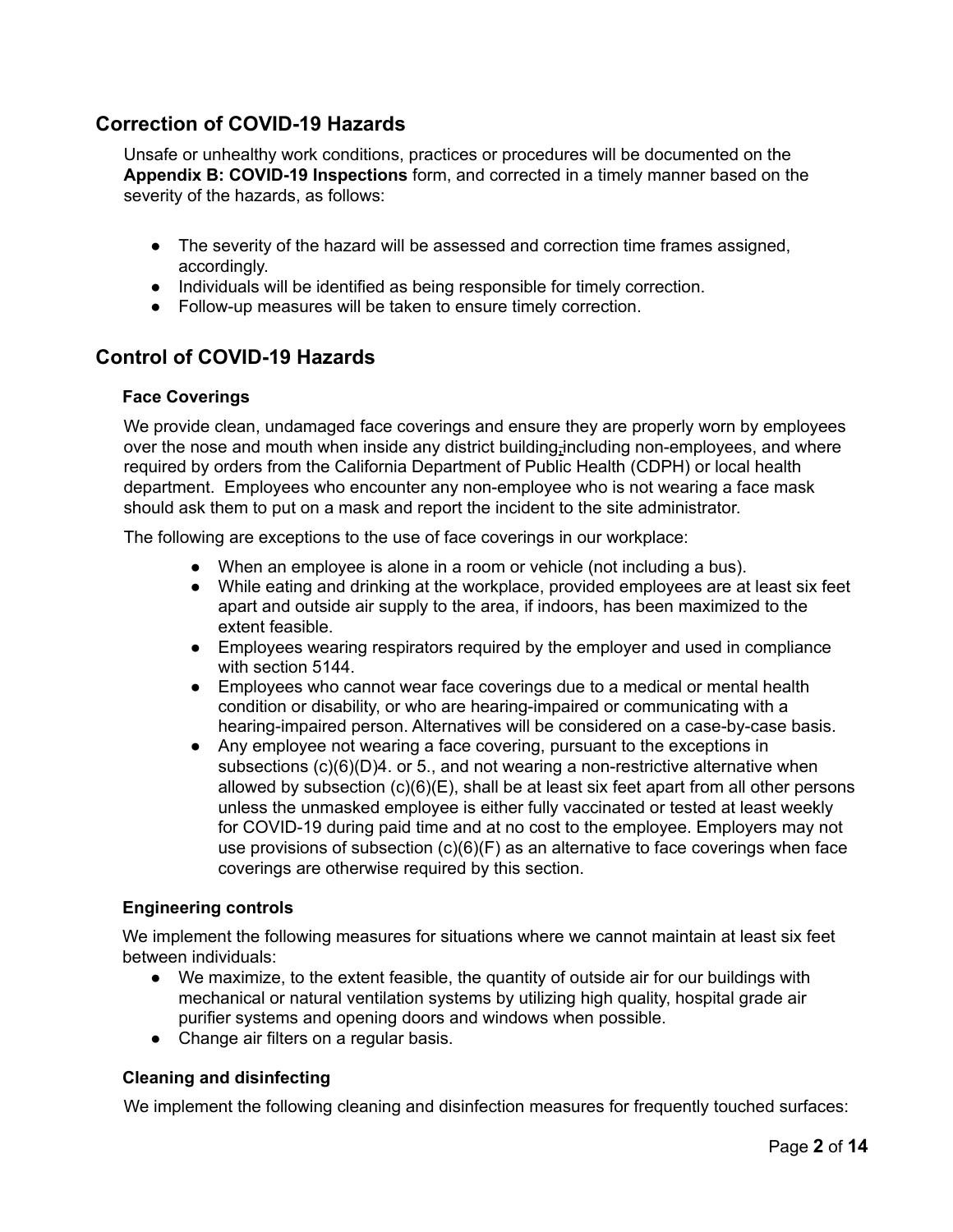## Correction of COVID-19 Hazards

Unsafe or unhealthy work conditions, practices or procedures will be documented on the **Appendix B: COVID-19 Inspections** form, and corrected in a timely manner based on the severity of the hazards, as follows:

- The severity of the hazard will be assessed and correction time frames assigned, accordingly.
- Individuals will be identified as being responsible for timely correction.
- Follow-up measures will be taken to ensure timely correction.

## Control of COVID-19 Hazards

### Face Coverings

We provide clean, undamaged face coverings and ensure they are properly worn by employees over the nose and mouth when inside any district building, including non-employees, and where required by orders from the California Department of Public Health (CDPH) or local health department. Employees who encounter any non-employee who is not wearing a face mask should ask them to put on a mask and report the incident to the site administrator.

The following are exceptions to the use of face coverings in our workplace:

- When an employee is alone in a room or vehicle (not including a bus).
- While eating and drinking at the workplace, provided employees are at least six feet apart and outside air supply to the area, if indoors, has been maximized to the extent feasible.
- Employees wearing respirators required by the employer and used in compliance with section 5144.
- Employees who cannot wear face coverings due to a medical or mental health condition or disability, or who are hearing-impaired or communicating with a hearing-impaired person. Alternatives will be considered on a case-by-case basis.
- Any employee not wearing a face covering, pursuant to the exceptions in subsections (c)(6)(D)4. or 5., and not wearing a non-restrictive alternative when allowed by subsection (c)(6)(E), shall be at least six feet apart from all other persons unless the unmasked employee is either fully vaccinated or tested at least weekly for COVID-19 during paid time and at no cost to the employee. Employers may not use provisions of subsection (c)(6)(F) as an alternative to face coverings when face coverings are otherwise required by this section.

### Engineering controls

We implement the following measures for situations where we cannot maintain at least six feet between individuals:

- We maximize, to the extent feasible, the quantity of outside air for our buildings with mechanical or natural ventilation systems by utilizing high quality, hospital grade air purifier systems and opening doors and windows when possible.
- Change air filters on a regular basis.

### Cleaning and disinfecting

We implement the following cleaning and disinfection measures for frequently touched surfaces: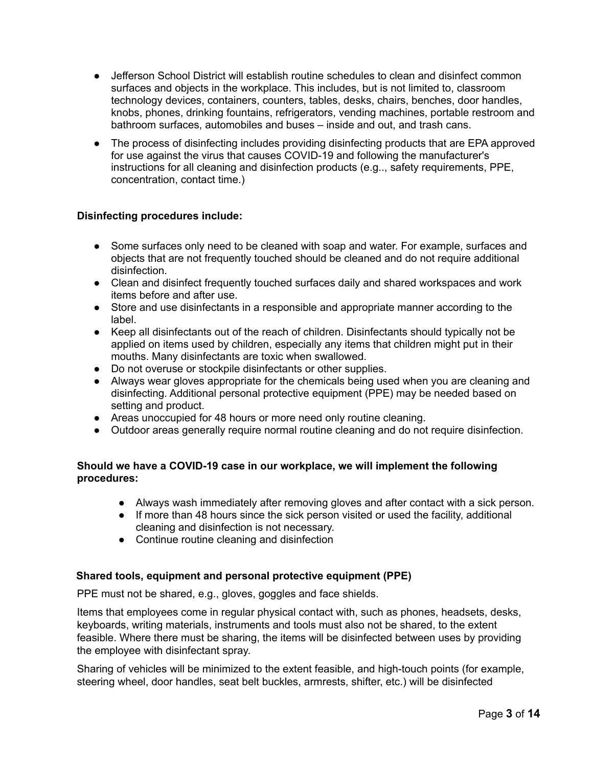- Jefferson School District will establish routine schedules to clean and disinfect common surfaces and objects in the workplace. This includes, but is not limited to, classroom technology devices, containers, counters, tables, desks, chairs, benches, door handles, knobs, phones, drinking fountains, refrigerators, vending machines, portable restroom and bathroom surfaces, automobiles and buses – inside and out, and trash cans.
- The process of disinfecting includes providing disinfecting products that are EPA approved for use against the virus that causes COVID-19 and following the manufacturer's instructions for all cleaning and disinfection products (e.g.., safety requirements, PPE, concentration, contact time.)

**Disinfecting procedures include:**

- Some surfaces only need to be cleaned with soap and water. For example, surfaces and objects that are not frequently touched should be cleaned and do not require additional disinfection.
- Clean and disinfect frequently touched surfaces daily and shared workspaces and work items before and after use.
- Store and use disinfectants in a responsible and appropriate manner according to the label.
- Keep all disinfectants out of the reach of children. Disinfectants should typically not be applied on items used by children, especially any items that children might put in their mouths. Many disinfectants are toxic when swallowed.
- Do not overuse or stockpile disinfectants or other supplies.
- Always wear gloves appropriate for the chemicals being used when you are cleaning and disinfecting. Additional personal protective equipment (PPE) may be needed based on setting and product.
- Areas unoccupied for 48 hours or more need only routine cleaning.
- Outdoor areas generally require normal routine cleaning and do not require disinfection.

**Should we have a COVID-19 case in our workplace, we will implement the following procedures:**

- Always wash immediately after removing gloves and after contact with a sick person.
- If more than 48 hours since the sick person visited or used the facility, additional cleaning and disinfection is not necessary.
- Continue routine cleaning and disinfection

**Shared tools, equipment and personal protective equipment (PPE)**

PPE must not be shared, e.g., gloves, goggles and face shields.

Items that employees come in regular physical contact with, such as phones, headsets, desks, keyboards, writing materials, instruments and tools must also not be shared, to the extent feasible. Where there must be sharing, the items will be disinfected between uses by providing the employee with disinfectant spray.

Sharing of vehicles will be minimized to the extent feasible, and high-touch points (for example, steering wheel, door handles, seat belt buckles, armrests, shifter, etc.) will be disinfected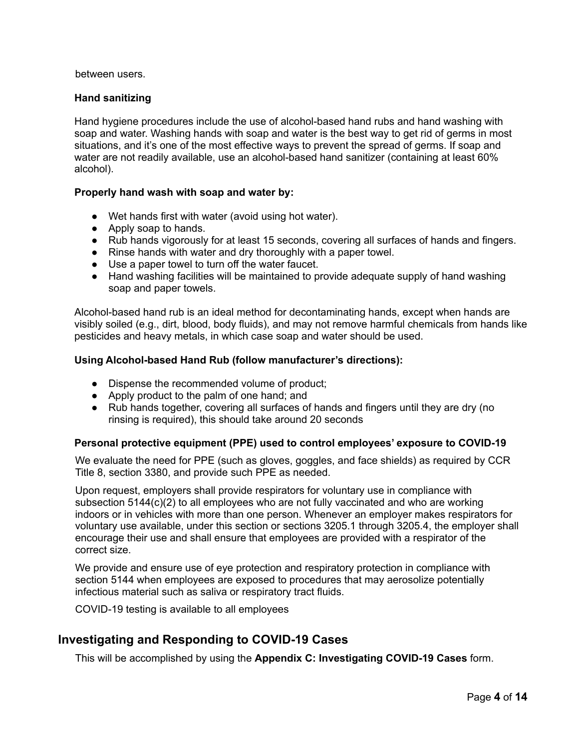between users.

**Hand sanitizing**

Hand hygiene procedures include the use of alcohol-based hand rubs and hand washing with soap and water. Washing hands with soap and water is the best way to get rid of germs in most situations, and it's one of the most effective ways to prevent the spread of germs. If soap and water are not readily available, use an alcohol-based hand sanitizer (containing at least 60% alcohol).

**Properly hand wash with soap and water by:**

- Wet hands first with water (avoid using hot water).
- Apply soap to hands.
- Rub hands vigorously for at least 15 seconds, covering all surfaces of hands and fingers.
- Rinse hands with water and dry thoroughly with a paper towel.
- Use a paper towel to turn off the water faucet.
- Hand washing facilities will be maintained to provide adequate supply of hand washing soap and paper towels.

Alcohol-based hand rub is an ideal method for decontaminating hands, except when hands are visibly soiled (e.g., dirt, blood, body fluids), and may not remove harmful chemicals from hands like pesticides and heavy metals, in which case soap and water should be used.

**Using Alcohol-based Hand Rub (follow manufacturer's directions):**

- Dispense the recommended volume of product;
- Apply product to the palm of one hand; and
- Rub hands together, covering all surfaces of hands and fingers until they are dry (no rinsing is required), this should take around 20 seconds

**Personal protective equipment (PPE) used to control employees' exposure to COVID-19**

We evaluate the need for PPE (such as gloves, goggles, and face shields) as required by CCR Title 8, section 3380, and provide such PPE as needed.

Upon request, employers shall provide respirators for voluntary use in compliance with subsection 5144(c)(2) to all employees who are not fully vaccinated and who are working indoors or in vehicles with more than one person. Whenever an employer makes respirators for voluntary use available, under this section or sections 3205.1 through 3205.4, the employer shall encourage their use and shall ensure that employees are provided with a respirator of the correct size.

We provide and ensure use of eye protection and respiratory protection in compliance with section 5144 when employees are exposed to procedures that may aerosolize potentially infectious material such as saliva or respiratory tract fluids.

COVID-19 testing is available to all employees

## Investigating and Responding to COVID-19 Cases

This will be accomplished by using the **Appendix C: Investigating COVID-19 Cases** form.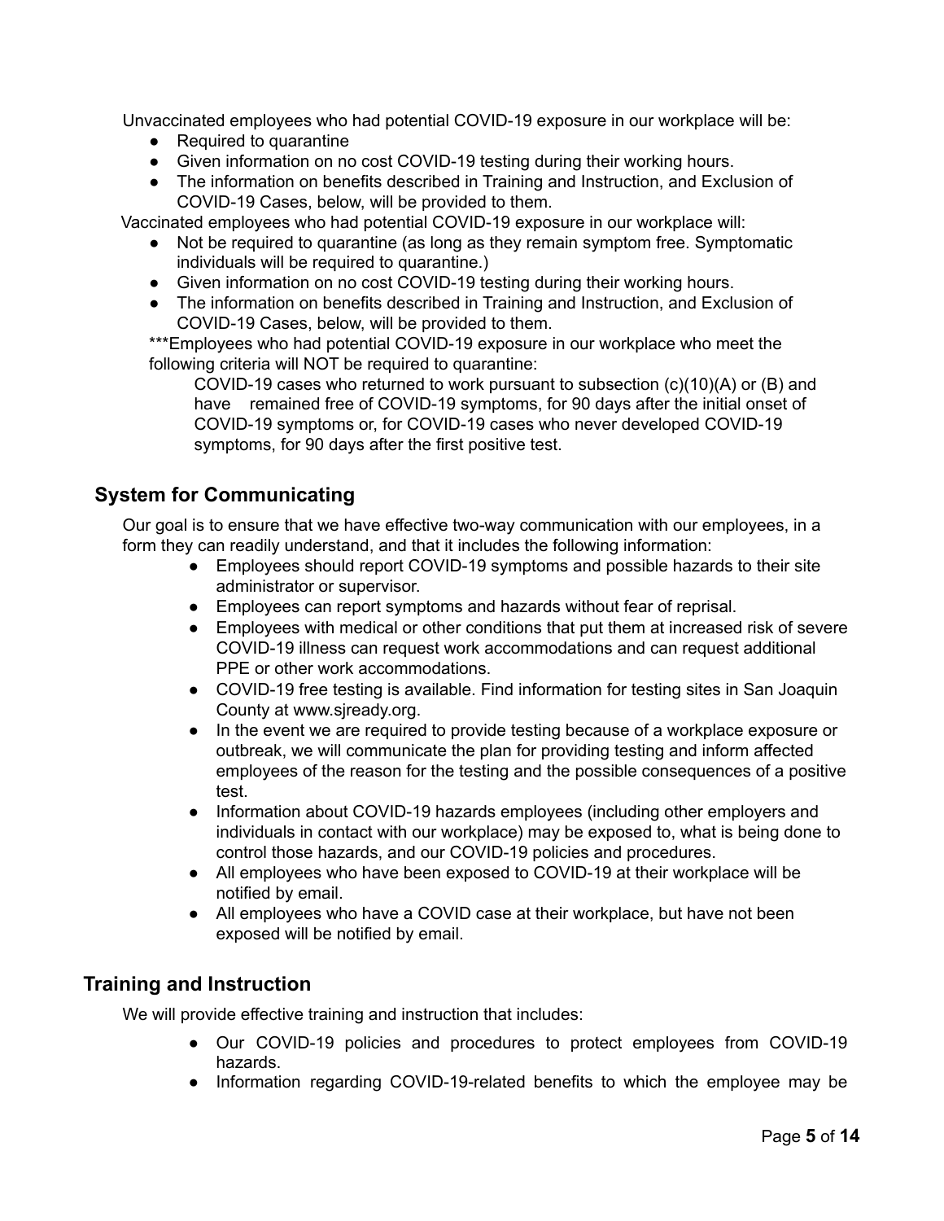Unvaccinated employees who had potential COVID-19 exposure in our workplace will be:

- Required to quarantine
- Given information on no cost COVID-19 testing during their working hours.
- The information on benefits described in Training and Instruction, and Exclusion of COVID-19 Cases, below, will be provided to them.

Vaccinated employees who had potential COVID-19 exposure in our workplace will:

- Not be required to quarantine (as long as they remain symptom free. Symptomatic individuals will be required to quarantine.)
- Given information on no cost COVID-19 testing during their working hours.
- The information on benefits described in Training and Instruction, and Exclusion of COVID-19 Cases, below, will be provided to them.

***Employees who had potential COVID-19 exposure in our workplace who meet the following criteria will NOT be required to quarantine:

COVID-19 cases who returned to work pursuant to subsection (c)(10)(A) or (B) and have remained free of COVID-19 symptoms, for 90 days after the initial onset of COVID-19 symptoms or, for COVID-19 cases who never developed COVID-19 symptoms, for 90 days after the first positive test.

## System for Communicating

Our goal is to ensure that we have effective two-way communication with our employees, in a form they can readily understand, and that it includes the following information:

- Employees should report COVID-19 symptoms and possible hazards to their site administrator or supervisor.
- Employees can report symptoms and hazards without fear of reprisal.
- Employees with medical or other conditions that put them at increased risk of severe COVID-19 illness can request work accommodations and can request additional PPE or other work accommodations.
- COVID-19 free testing is available. Find information for testing sites in San Joaquin County at www.sjready.org.
- In the event we are required to provide testing because of a workplace exposure or outbreak, we will communicate the plan for providing testing and inform affected employees of the reason for the testing and the possible consequences of a positive test.
- Information about COVID-19 hazards employees (including other employers and individuals in contact with our workplace) may be exposed to, what is being done to control those hazards, and our COVID-19 policies and procedures.
- All employees who have been exposed to COVID-19 at their workplace will be notified by email.
- All employees who have a COVID case at their workplace, but have not been exposed will be notified by email.

## Training and Instruction

We will provide effective training and instruction that includes:

- Our COVID-19 policies and procedures to protect employees from COVID-19 hazards.
- Information regarding COVID-19-related benefits to which the employee may be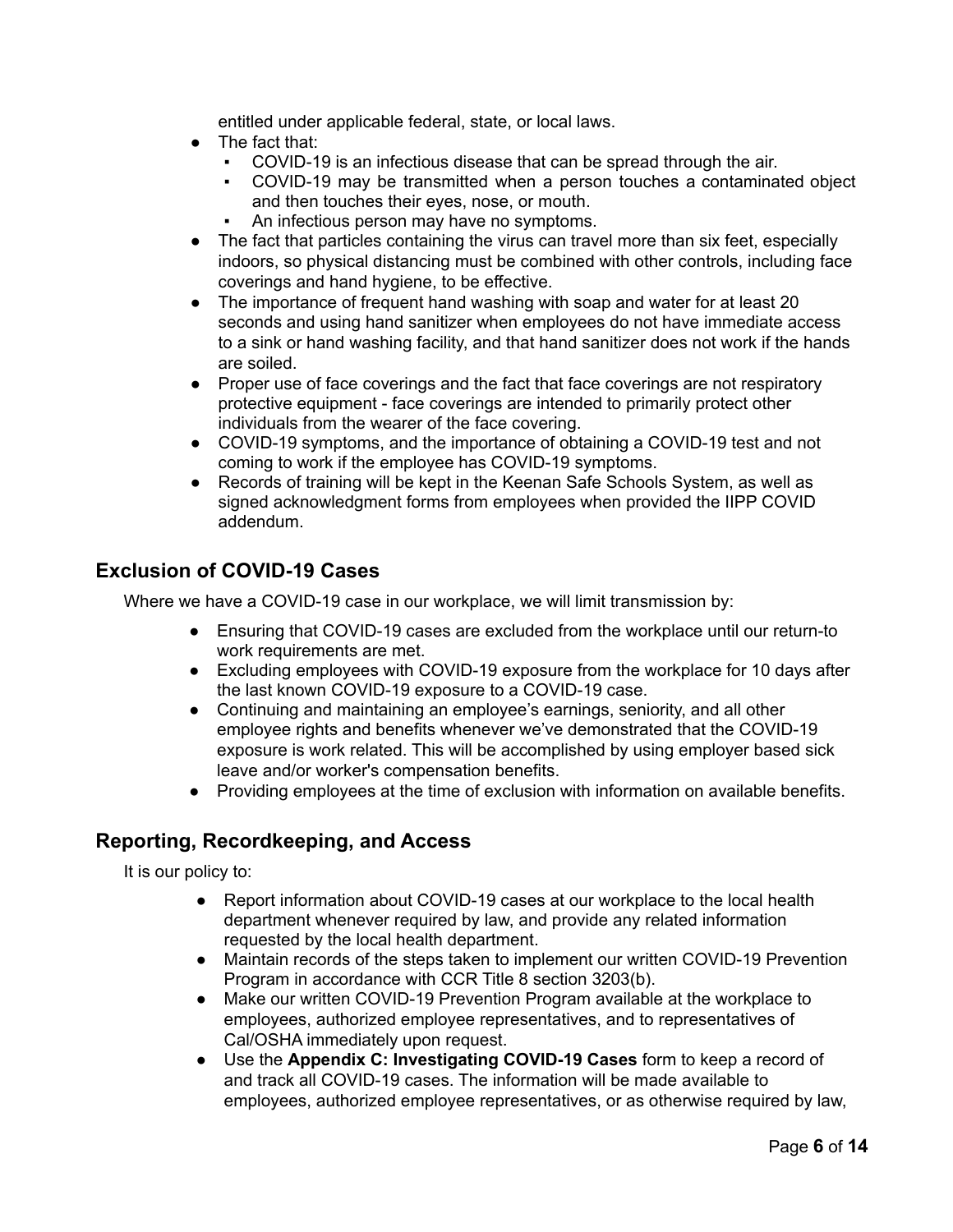entitled under applicable federal, state, or local laws.

- The fact that:
  - COVID-19 is an infectious disease that can be spread through the air.
  - COVID-19 may be transmitted when a person touches a contaminated object and then touches their eyes, nose, or mouth.
  - An infectious person may have no symptoms.
- The fact that particles containing the virus can travel more than six feet, especially indoors, so physical distancing must be combined with other controls, including face coverings and hand hygiene, to be effective.
- The importance of frequent hand washing with soap and water for at least 20 seconds and using hand sanitizer when employees do not have immediate access to a sink or hand washing facility, and that hand sanitizer does not work if the hands are soiled.
- Proper use of face coverings and the fact that face coverings are not respiratory protective equipment - face coverings are intended to primarily protect other individuals from the wearer of the face covering.
- COVID-19 symptoms, and the importance of obtaining a COVID-19 test and not coming to work if the employee has COVID-19 symptoms.
- Records of training will be kept in the Keenan Safe Schools System, as well as signed acknowledgment forms from employees when provided the IIPP COVID addendum.

## Exclusion of COVID-19 Cases

Where we have a COVID-19 case in our workplace, we will limit transmission by:

- Ensuring that COVID-19 cases are excluded from the workplace until our return-to work requirements are met.
- Excluding employees with COVID-19 exposure from the workplace for 10 days after the last known COVID-19 exposure to a COVID-19 case.
- Continuing and maintaining an employee's earnings, seniority, and all other employee rights and benefits whenever we've demonstrated that the COVID-19 exposure is work related. This will be accomplished by using employer based sick leave and/or worker's compensation benefits.
- Providing employees at the time of exclusion with information on available benefits.

## Reporting, Recordkeeping, and Access

It is our policy to:

- Report information about COVID-19 cases at our workplace to the local health department whenever required by law, and provide any related information requested by the local health department.
- Maintain records of the steps taken to implement our written COVID-19 Prevention Program in accordance with CCR Title 8 section 3203(b).
- Make our written COVID-19 Prevention Program available at the workplace to employees, authorized employee representatives, and to representatives of Cal/OSHA immediately upon request.
- Use the **Appendix C: Investigating COVID-19 Cases** form to keep a record of and track all COVID-19 cases. The information will be made available to employees, authorized employee representatives, or as otherwise required by law,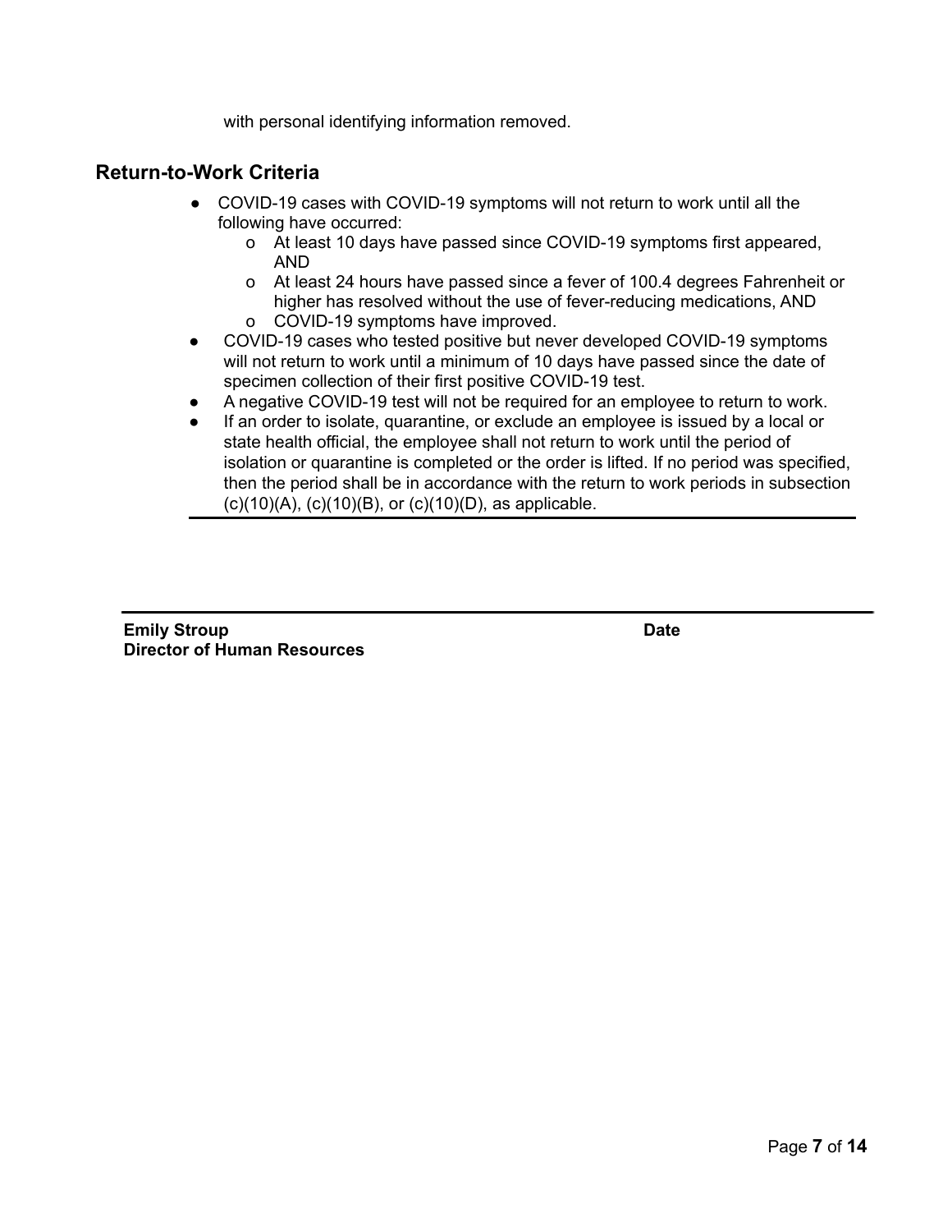with personal identifying information removed.

## Return-to-Work Criteria

- COVID-19 cases with COVID-19 symptoms will not return to work until all the following have occurred:
  - At least 10 days have passed since COVID-19 symptoms first appeared, AND
  - At least 24 hours have passed since a fever of 100.4 degrees Fahrenheit or higher has resolved without the use of fever-reducing medications, AND
  - COVID-19 symptoms have improved.
- COVID-19 cases who tested positive but never developed COVID-19 symptoms will not return to work until a minimum of 10 days have passed since the date of specimen collection of their first positive COVID-19 test.
- A negative COVID-19 test will not be required for an employee to return to work.
- If an order to isolate, quarantine, or exclude an employee is issued by a local or state health official, the employee shall not return to work until the period of isolation or quarantine is completed or the order is lifted. If no period was specified, then the period shall be in accordance with the return to work periods in subsection (c)(10)(A), (c)(10)(B), or (c)(10)(D), as applicable.

---

**Emily Stroup** | **Date**
**Director of Human Resources**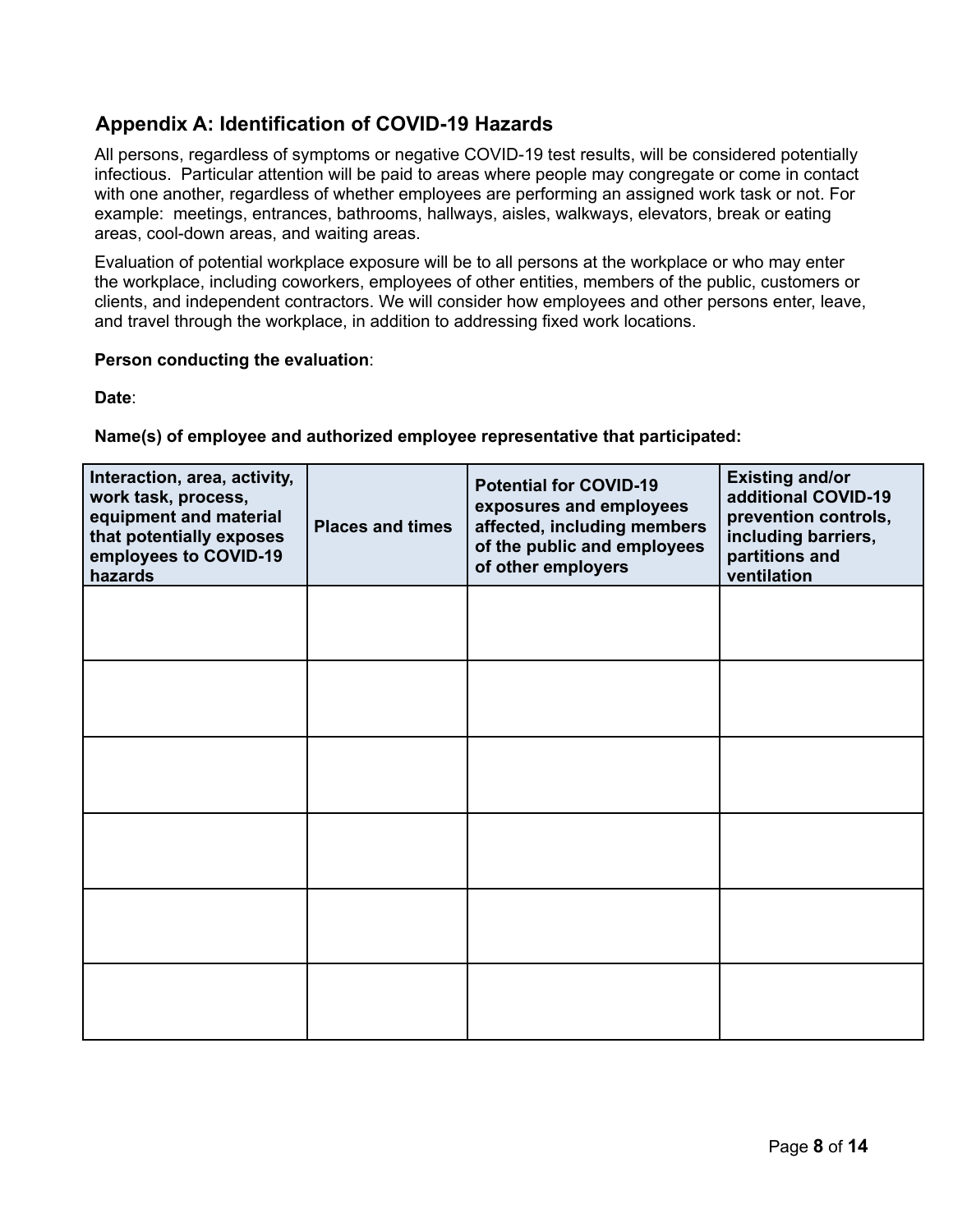## Appendix A: Identification of COVID-19 Hazards

All persons, regardless of symptoms or negative COVID-19 test results, will be considered potentially infectious. Particular attention will be paid to areas where people may congregate or come in contact with one another, regardless of whether employees are performing an assigned work task or not. For example: meetings, entrances, bathrooms, hallways, aisles, walkways, elevators, break or eating areas, cool-down areas, and waiting areas.

Evaluation of potential workplace exposure will be to all persons at the workplace or who may enter the workplace, including coworkers, employees of other entities, members of the public, customers or clients, and independent contractors. We will consider how employees and other persons enter, leave, and travel through the workplace, in addition to addressing fixed work locations.

**Person conducting the evaluation**:

**Date**:

**Name(s) of employee and authorized employee representative that participated:**

| Interaction, area, activity, work task, process, equipment and material that potentially exposes employees to COVID-19 hazards | Places and times | Potential for COVID-19 exposures and employees affected, including members of the public and employees of other employers | Existing and/or additional COVID-19 prevention controls, including barriers, partitions and ventilation |
|---|---|---|---|
| | | | |
| | | | |
| | | | |
| | | | |
| | | | |
| | | | |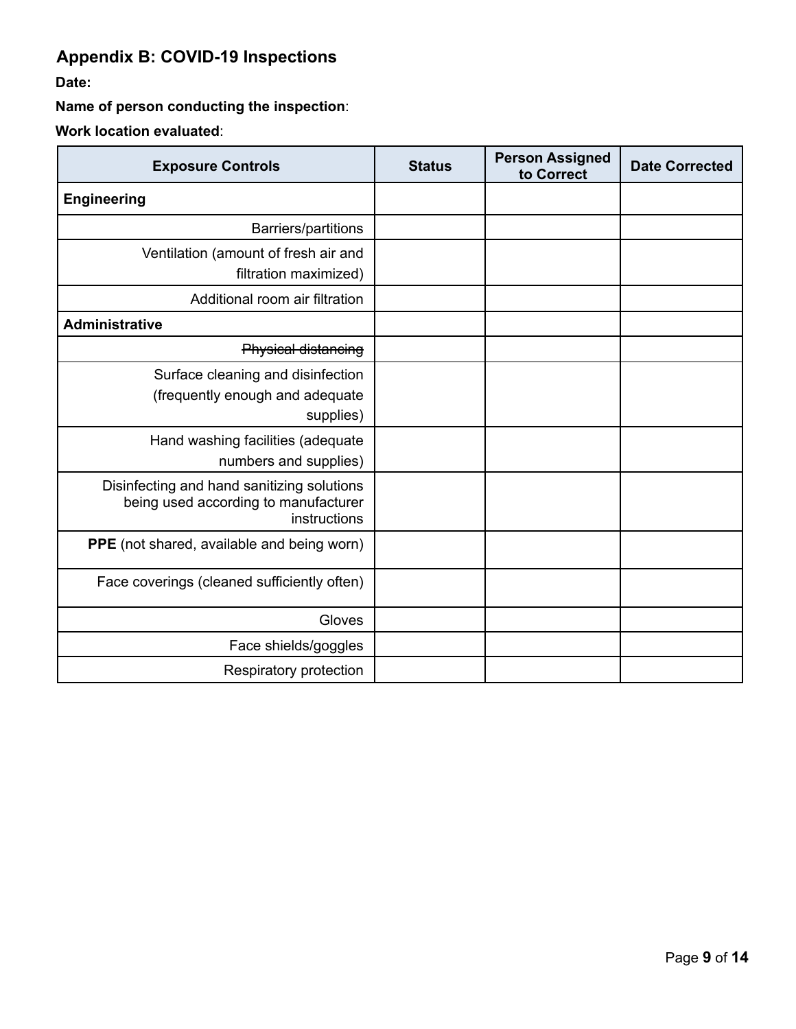## Appendix B: COVID-19 Inspections

**Date:**

**Name of person conducting the inspection**:

**Work location evaluated**:

| Exposure Controls | Status | Person Assigned to Correct | Date Corrected |
|---|---|---|---|
| **Engineering** | | | |
| Barriers/partitions | | | |
| Ventilation (amount of fresh air and filtration maximized) | | | |
| Additional room air filtration | | | |
| **Administrative** | | | |
| ~~Physical distancing~~ | | | |
| Surface cleaning and disinfection (frequently enough and adequate supplies) | | | |
| Hand washing facilities (adequate numbers and supplies) | | | |
| Disinfecting and hand sanitizing solutions being used according to manufacturer instructions | | | |
| **PPE** (not shared, available and being worn) | | | |
| Face coverings (cleaned sufficiently often) | | | |
| Gloves | | | |
| Face shields/goggles | | | |
| Respiratory protection | | | |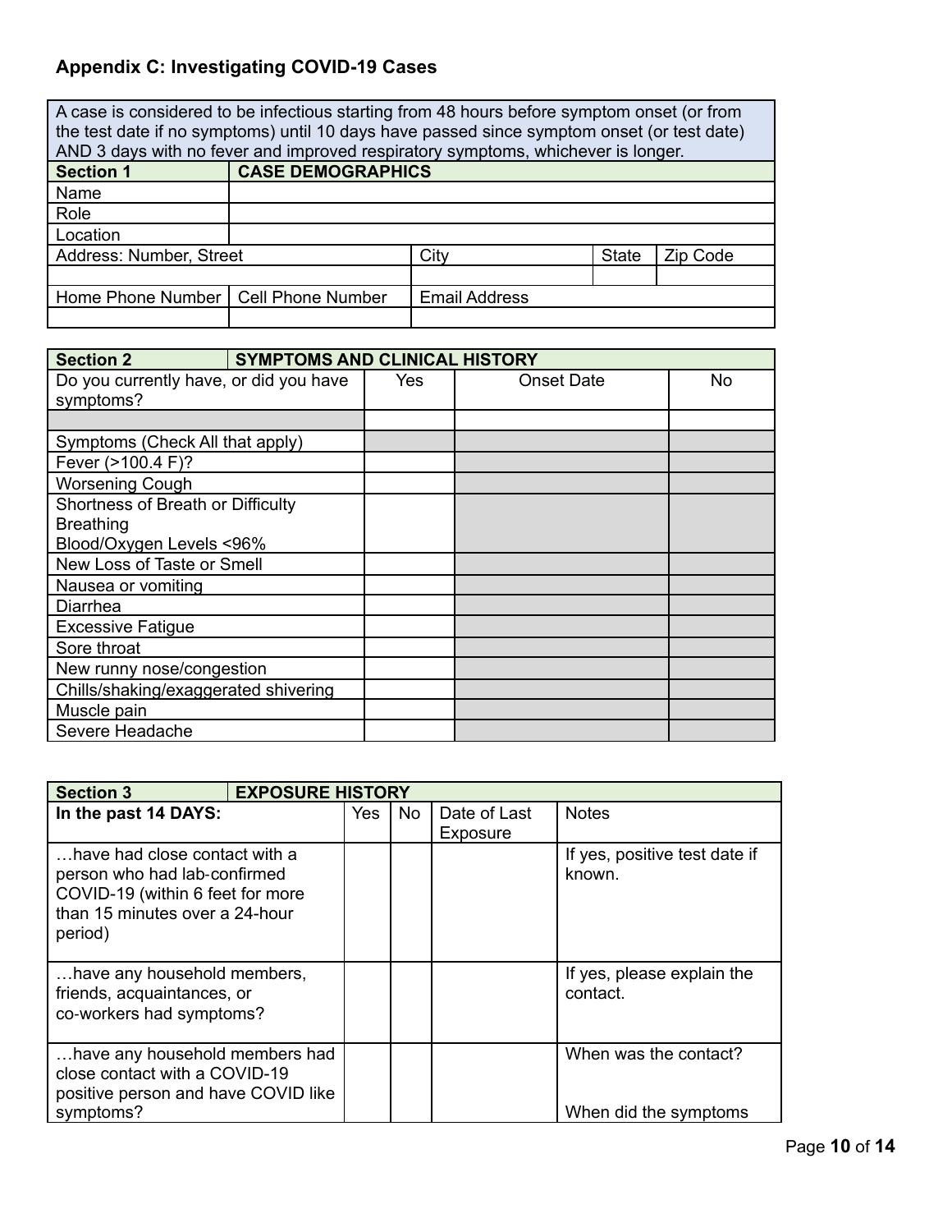### Appendix C: Investigating COVID-19 Cases

| A case is considered to be infectious starting from 48 hours before symptom onset (or from the test date if no symptoms) until 10 days have passed since symptom onset (or test date) AND 3 days with no fever and improved respiratory symptoms, whichever is longer. | | | | |
|---|---|---|---|---|
| **Section 1** | **CASE DEMOGRAPHICS** | | | |
| Name | | | | |
| Role | | | | |
| Location | | | | |
| Address: Number, Street | | City | State | Zip Code |
| | | | | |
| Home Phone Number | Cell Phone Number | Email Address | | |
| | | | | |

| **Section 2** | **SYMPTOMS AND CLINICAL HISTORY** | | |
|---|---|---|---|
| Do you currently have, or did you have symptoms? | Yes | Onset Date | No |
| | | | |
| Symptoms (Check All that apply) | | | |
| Fever (>100.4 F)? | | | |
| Worsening Cough | | | |
| Shortness of Breath or Difficulty Breathing Blood/Oxygen Levels <96% | | | |
| New Loss of Taste or Smell | | | |
| Nausea or vomiting | | | |
| Diarrhea | | | |
| Excessive Fatigue | | | |
| Sore throat | | | |
| New runny nose/congestion | | | |
| Chills/shaking/exaggerated shivering | | | |
| Muscle pain | | | |
| Severe Headache | | | |

| **Section 3** | **EXPOSURE HISTORY** | | | |
|---|---|---|---|---|
| **In the past 14 DAYS:** | Yes | No | Date of Last Exposure | Notes |
| …have had close contact with a person who had lab-confirmed COVID-19 (within 6 feet for more than 15 minutes over a 24-hour period) | | | | If yes, positive test date if known. |
| …have any household members, friends, acquaintances, or co-workers had symptoms? | | | | If yes, please explain the contact. |
| …have any household members had close contact with a COVID-19 positive person and have COVID like symptoms? | | | | When was the contact? When did the symptoms |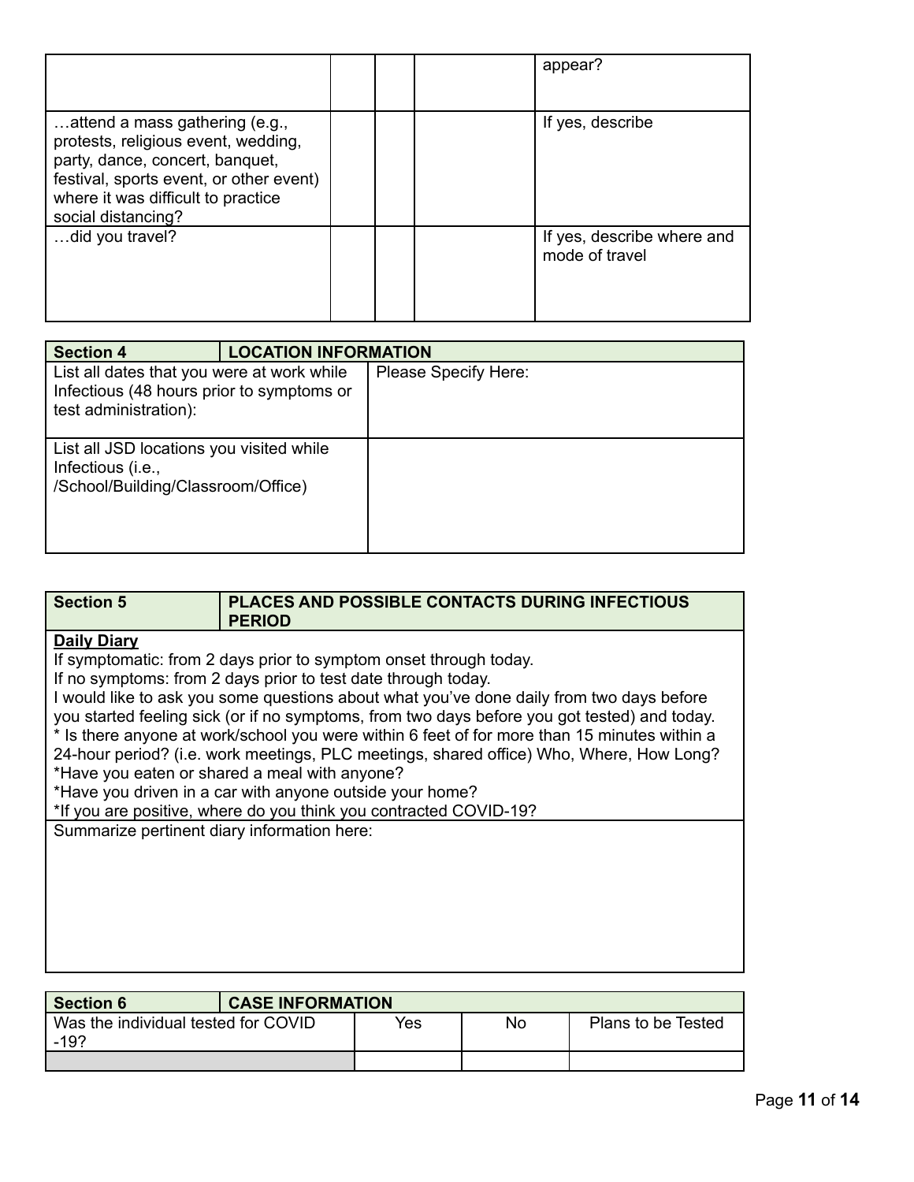| | | | | |
|---|---|---|---|---|
| | | | | appear? |
| …attend a mass gathering (e.g., protests, religious event, wedding, party, dance, concert, banquet, festival, sports event, or other event) where it was difficult to practice social distancing? | | | | If yes, describe |
| …did you travel? | | | | If yes, describe where and mode of travel |

| **Section 4** | **LOCATION INFORMATION** |
|---|---|
| List all dates that you were at work while Infectious (48 hours prior to symptoms or test administration): | Please Specify Here: |
| List all JSD locations you visited while Infectious (i.e., /School/Building/Classroom/Office) | |

| **Section 5** | **PLACES AND POSSIBLE CONTACTS DURING INFECTIOUS PERIOD** |
|---|---|

**Daily Diary**

If symptomatic: from 2 days prior to symptom onset through today.
If no symptoms: from 2 days prior to test date through today.
I would like to ask you some questions about what you've done daily from two days before you started feeling sick (or if no symptoms, from two days before you got tested) and today.
* Is there anyone at work/school you were within 6 feet of for more than 15 minutes within a 24-hour period? (i.e. work meetings, PLC meetings, shared office) Who, Where, How Long?
*Have you eaten or shared a meal with anyone?
*Have you driven in a car with anyone outside your home?
*If you are positive, where do you think you contracted COVID-19?

Summarize pertinent diary information here:

| **Section 6** | **CASE INFORMATION** | | |
|---|---|---|---|
| Was the individual tested for COVID -19? | Yes | No | Plans to be Tested |
| | | | |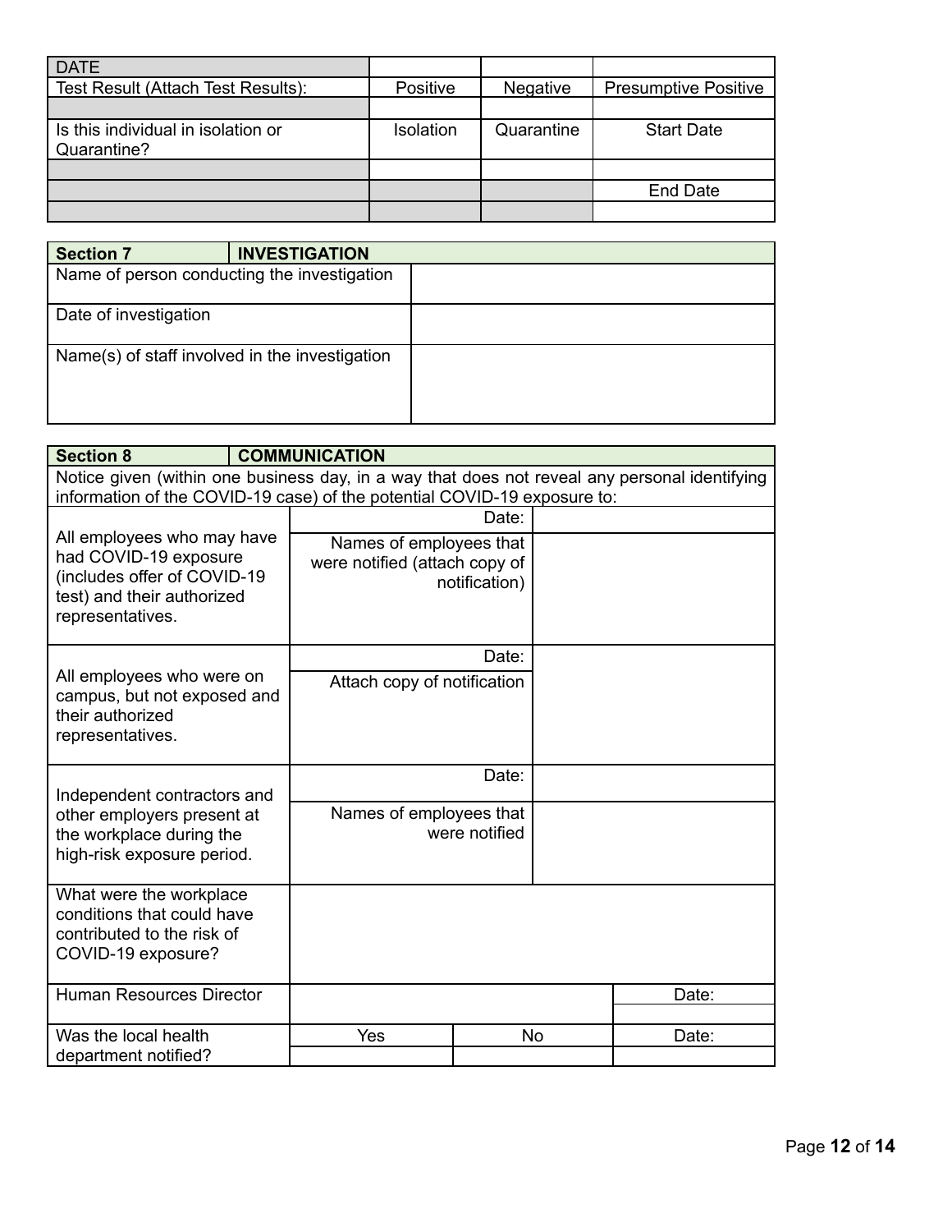| DATE | | | |
|---|---|---|---|
| Test Result (Attach Test Results): | Positive | Negative | Presumptive Positive |
| | | | |
| Is this individual in isolation or Quarantine? | Isolation | Quarantine | Start Date |
| | | | |
| | | | End Date |
| | | | |

| Section 7 | INVESTIGATION |
|---|---|
| Name of person conducting the investigation | |
| Date of investigation | |
| Name(s) of staff involved in the investigation | |

| Section 8 | COMMUNICATION | | |
|---|---|---|---|
| Notice given (within one business day, in a way that does not reveal any personal identifying information of the COVID-19 case) of the potential COVID-19 exposure to: | | | |
| All employees who may have had COVID-19 exposure (includes offer of COVID-19 test) and their authorized representatives. | Date: | | |
| | Names of employees that were notified (attach copy of notification) | | |
| All employees who were on campus, but not exposed and their authorized representatives. | Date: | | |
| | Attach copy of notification | | |
| Independent contractors and other employers present at the workplace during the high-risk exposure period. | Date: | | |
| | Names of employees that were notified | | |
| What were the workplace conditions that could have contributed to the risk of COVID-19 exposure? | | | |
| Human Resources Director | | | Date: |
| Was the local health department notified? | Yes | No | Date: |
| | | | |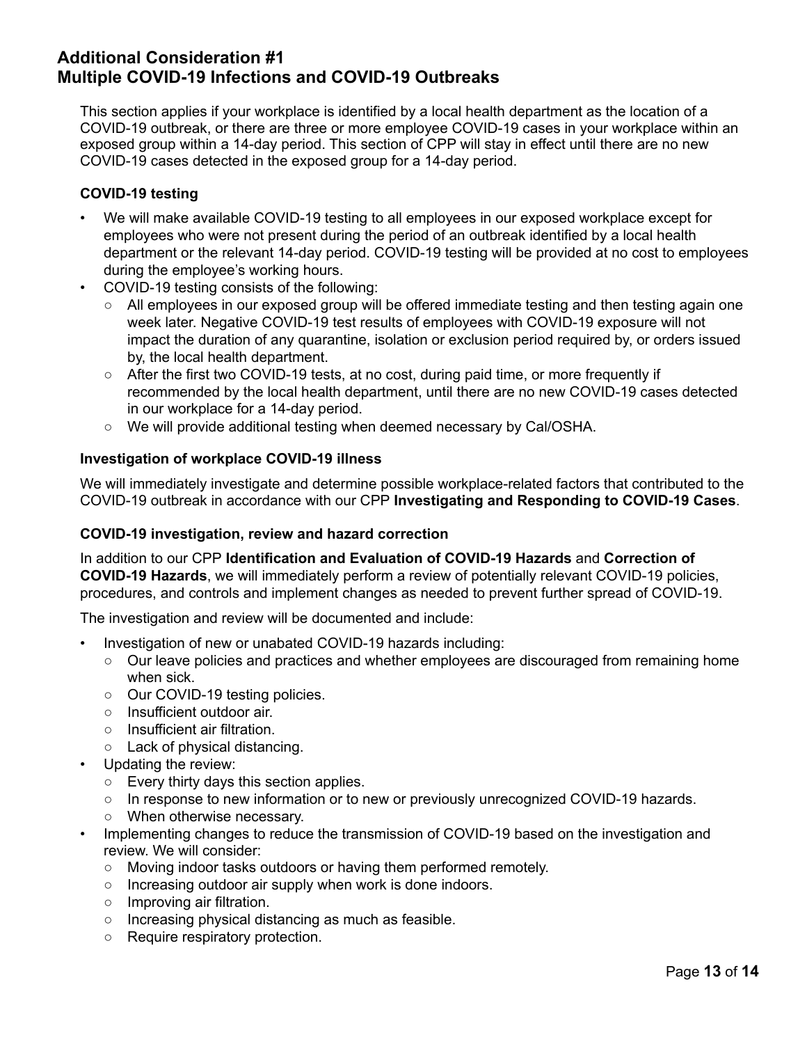## Additional Consideration #1
## Multiple COVID-19 Infections and COVID-19 Outbreaks

This section applies if your workplace is identified by a local health department as the location of a COVID-19 outbreak, or there are three or more employee COVID-19 cases in your workplace within an exposed group within a 14-day period. This section of CPP will stay in effect until there are no new COVID-19 cases detected in the exposed group for a 14-day period.

### COVID-19 testing

- We will make available COVID-19 testing to all employees in our exposed workplace except for employees who were not present during the period of an outbreak identified by a local health department or the relevant 14-day period. COVID-19 testing will be provided at no cost to employees during the employee's working hours.
- COVID-19 testing consists of the following:
  - All employees in our exposed group will be offered immediate testing and then testing again one week later. Negative COVID-19 test results of employees with COVID-19 exposure will not impact the duration of any quarantine, isolation or exclusion period required by, or orders issued by, the local health department.
  - After the first two COVID-19 tests, at no cost, during paid time, or more frequently if recommended by the local health department, until there are no new COVID-19 cases detected in our workplace for a 14-day period.
  - We will provide additional testing when deemed necessary by Cal/OSHA.

### Investigation of workplace COVID-19 illness

We will immediately investigate and determine possible workplace-related factors that contributed to the COVID-19 outbreak in accordance with our CPP **Investigating and Responding to COVID-19 Cases**.

### COVID-19 investigation, review and hazard correction

In addition to our CPP **Identification and Evaluation of COVID-19 Hazards** and **Correction of COVID-19 Hazards**, we will immediately perform a review of potentially relevant COVID-19 policies, procedures, and controls and implement changes as needed to prevent further spread of COVID-19.

The investigation and review will be documented and include:

- Investigation of new or unabated COVID-19 hazards including:
  - Our leave policies and practices and whether employees are discouraged from remaining home when sick.
  - Our COVID-19 testing policies.
  - Insufficient outdoor air.
  - Insufficient air filtration.
  - Lack of physical distancing.
- Updating the review:
  - Every thirty days this section applies.
  - In response to new information or to new or previously unrecognized COVID-19 hazards.
  - When otherwise necessary.
- Implementing changes to reduce the transmission of COVID-19 based on the investigation and review. We will consider:
  - Moving indoor tasks outdoors or having them performed remotely.
  - Increasing outdoor air supply when work is done indoors.
  - Improving air filtration.
  - Increasing physical distancing as much as feasible.
  - Require respiratory protection.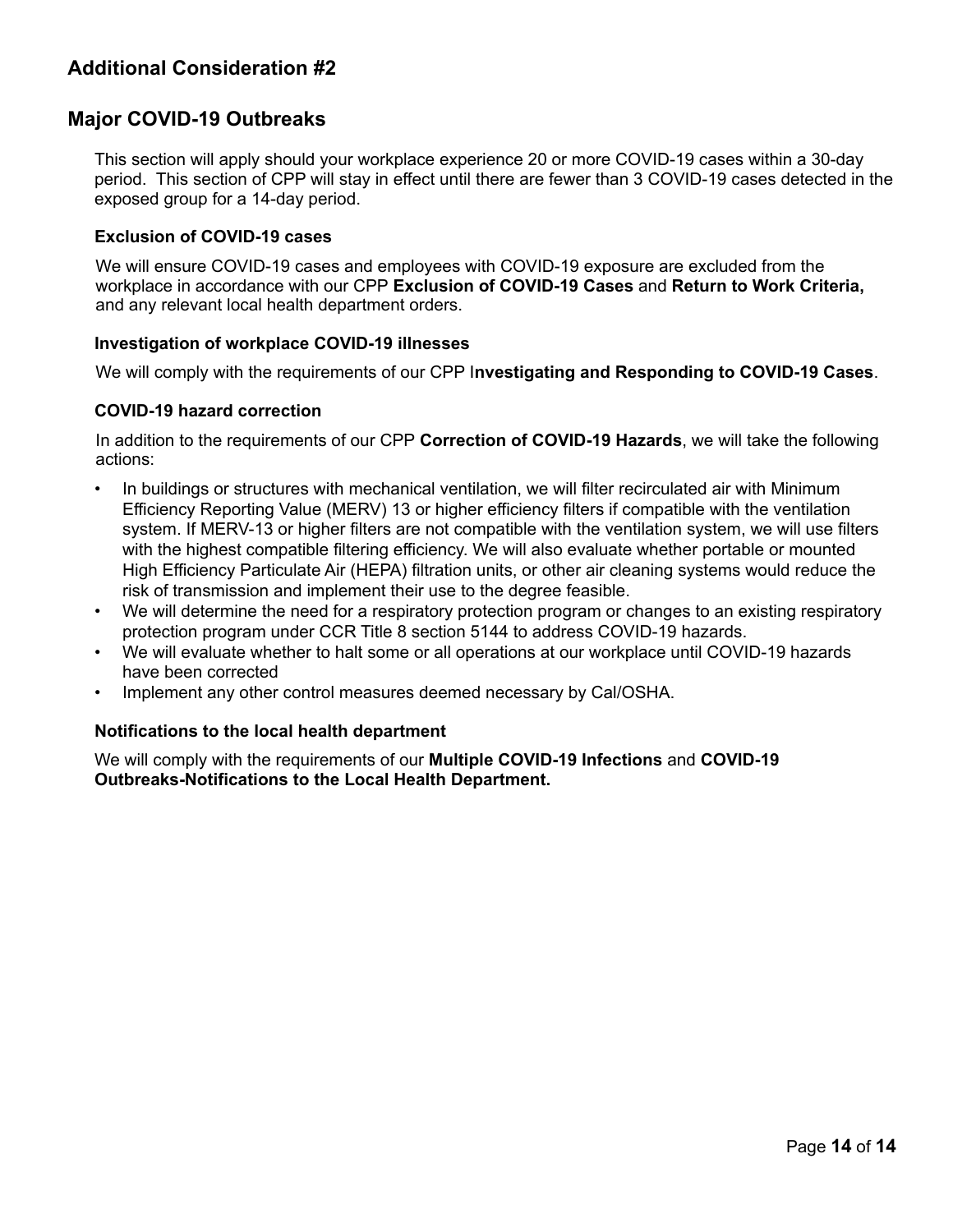## Additional Consideration #2

## Major COVID-19 Outbreaks

This section will apply should your workplace experience 20 or more COVID-19 cases within a 30-day period. This section of CPP will stay in effect until there are fewer than 3 COVID-19 cases detected in the exposed group for a 14-day period.

### Exclusion of COVID-19 cases

We will ensure COVID-19 cases and employees with COVID-19 exposure are excluded from the workplace in accordance with our CPP **Exclusion of COVID-19 Cases** and **Return to Work Criteria,** and any relevant local health department orders.

### Investigation of workplace COVID-19 illnesses

We will comply with the requirements of our CPP I**nvestigating and Responding to COVID-19 Cases**.

### COVID-19 hazard correction

In addition to the requirements of our CPP **Correction of COVID-19 Hazards**, we will take the following actions:

- In buildings or structures with mechanical ventilation, we will filter recirculated air with Minimum Efficiency Reporting Value (MERV) 13 or higher efficiency filters if compatible with the ventilation system. If MERV-13 or higher filters are not compatible with the ventilation system, we will use filters with the highest compatible filtering efficiency. We will also evaluate whether portable or mounted High Efficiency Particulate Air (HEPA) filtration units, or other air cleaning systems would reduce the risk of transmission and implement their use to the degree feasible.
- We will determine the need for a respiratory protection program or changes to an existing respiratory protection program under CCR Title 8 section 5144 to address COVID-19 hazards.
- We will evaluate whether to halt some or all operations at our workplace until COVID-19 hazards have been corrected
- Implement any other control measures deemed necessary by Cal/OSHA.

### Notifications to the local health department

We will comply with the requirements of our **Multiple COVID-19 Infections** and **COVID-19 Outbreaks-Notifications to the Local Health Department.**